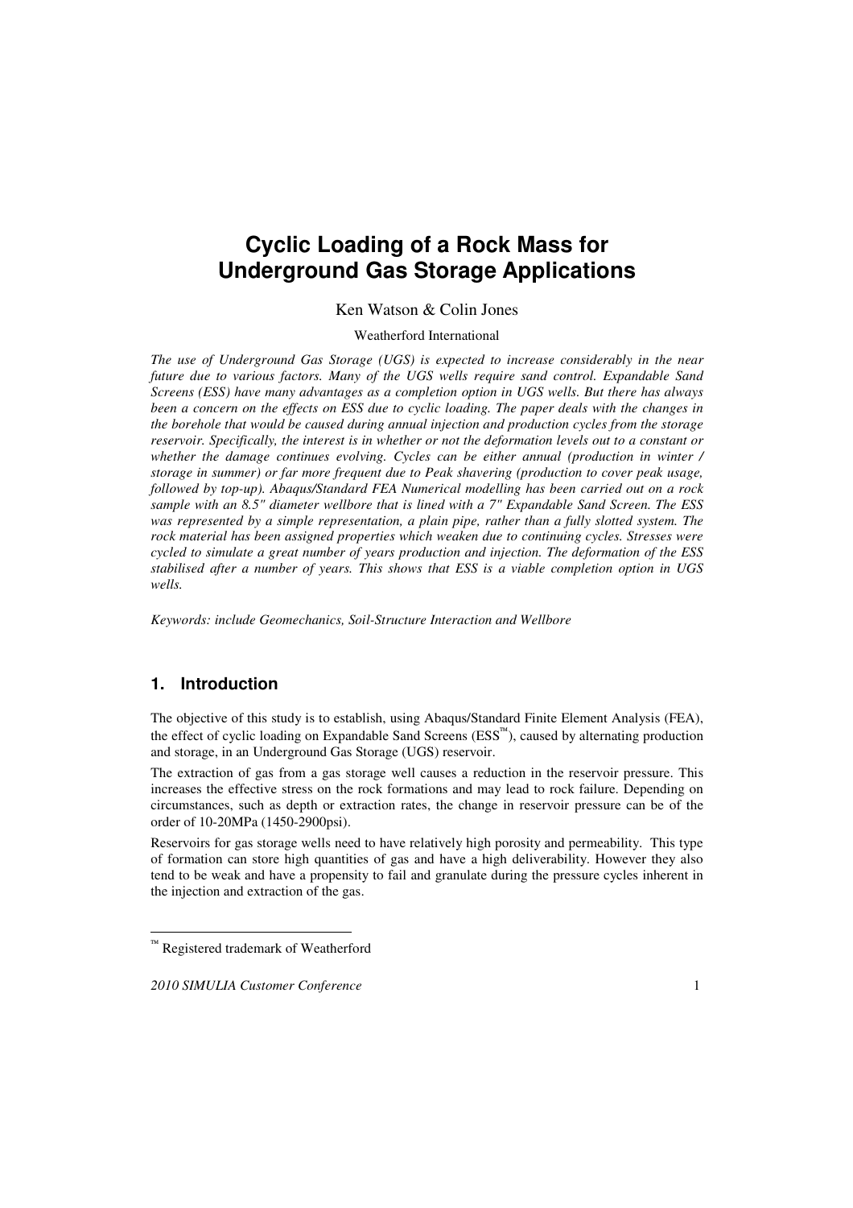# Cyclic Loading of a Rock Mass for Underground Gas Storage Applications

Ken Watson & Colin Jones

Weatherford International

*The use of Underground Gas Storage (UGS) is expected to increase considerably in the near future due to various factors. Many of the UGS wells require sand control. Expandable Sand Screens (ESS) have many advantages as a completion option in UGS wells. But there has always been a concern on the effects on ESS due to cyclic loading. The paper deals with the changes in the borehole that would be caused during annual injection and production cycles from the storage reservoir. Specifically, the interest is in whether or not the deformation levels out to a constant or whether the damage continues evolving. Cycles can be either annual (production in winter / storage in summer) or far more frequent due to Peak shavering (production to cover peak usage, followed by top-up). Abaqus/Standard FEA Numerical modelling has been carried out on a rock sample with an 8.5" diameter wellbore that is lined with a 7" Expandable Sand Screen. The ESS was represented by a simple representation, a plain pipe, rather than a fully slotted system. The rock material has been assigned properties which weaken due to continuing cycles. Stresses were cycled to simulate a great number of years production and injection. The deformation of the ESS stabilised after a number of years. This shows that ESS is a viable completion option in UGS wells.*

*Keywords: include Geomechanics, Soil-Structure Interaction and Wellbore*

## 1. Introduction

The objective of this study is to establish, using Abaqus/Standard Finite Element Analysis (FEA), the effect of cyclic loading on Expandable Sand Screens (ESS™), caused by alternating production and storage, in an Underground Gas Storage (UGS) reservoir.

The extraction of gas from a gas storage well causes a reduction in the reservoir pressure. This increases the effective stress on the rock formations and may lead to rock failure. Depending on circumstances, such as depth or extraction rates, the change in reservoir pressure can be of the order of 10-20MPa (1450-2900psi).

Reservoirs for gas storage wells need to have relatively high porosity and permeability. This type of formation can store high quantities of gas and have a high deliverability. However they also tend to be weak and have a propensity to fail and granulate during the pressure cycles inherent in the injection and extraction of the gas.

™ Registered trademark of Weatherford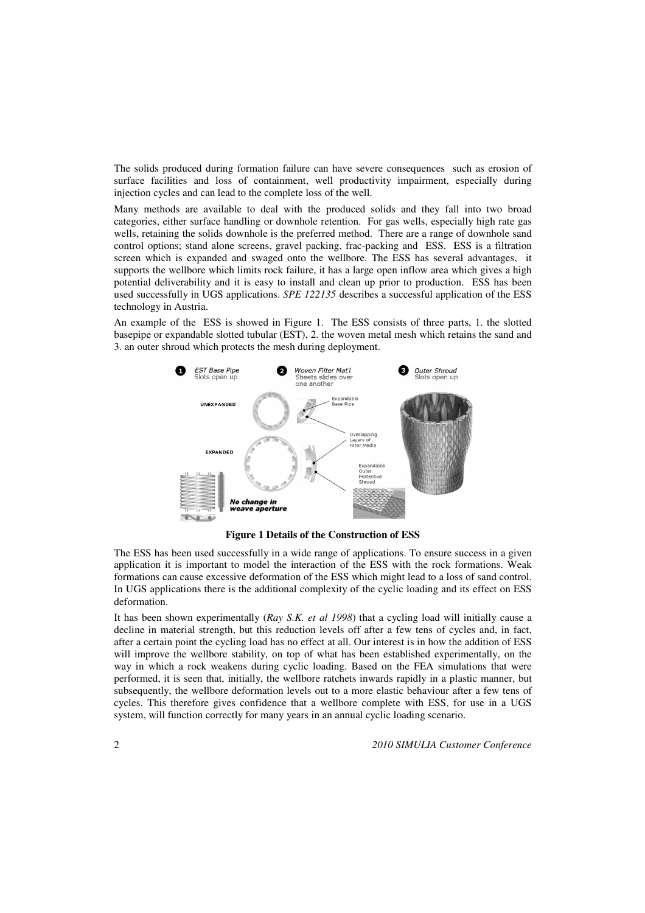The solids produced during formation failure can have severe consequences such as erosion of surface facilities and loss of containment, well productivity impairment, especially during injection cycles and can lead to the complete loss of the well.

Many methods are available to deal with the produced solids and they fall into two broad categories, either surface handling or downhole retention. For gas wells, especially high rate gas wells, retaining the solids downhole is the preferred method. There are a range of downhole sand control options; stand alone screens, gravel packing, frac-packing and ESS. ESS is a filtration screen which is expanded and swaged onto the wellbore. The ESS has several advantages, it supports the wellbore which limits rock failure, it has a large open inflow area which gives a high potential deliverability and it is easy to install and clean up prior to production. ESS has been used successfully in UGS applications. *SPE 122135* describes a successful application of the ESS technology in Austria.

An example of the ESS is showed in Figure 1. The ESS consists of three parts, 1. the slotted basepipe or expandable slotted tubular (EST), 2. the woven metal mesh which retains the sand and 3. an outer shroud which protects the mesh during deployment.

**Figure 1 Details of the Construction of ESS**

The ESS has been used successfully in a wide range of applications. To ensure success in a given application it is important to model the interaction of the ESS with the rock formations. Weak formations can cause excessive deformation of the ESS which might lead to a loss of sand control. In UGS applications there is the additional complexity of the cyclic loading and its effect on ESS deformation.

It has been shown experimentally (*Ray S.K. et al 1998*) that a cycling load will initially cause a decline in material strength, but this reduction levels off after a few tens of cycles and, in fact, after a certain point the cycling load has no effect at all. Our interest is in how the addition of ESS will improve the wellbore stability, on top of what has been established experimentally, on the way in which a rock weakens during cyclic loading. Based on the FEA simulations that were performed, it is seen that, initially, the wellbore ratchets inwards rapidly in a plastic manner, but subsequently, the wellbore deformation levels out to a more elastic behaviour after a few tens of cycles. This therefore gives confidence that a wellbore complete with ESS, for use in a UGS system, will function correctly for many years in an annual cyclic loading scenario.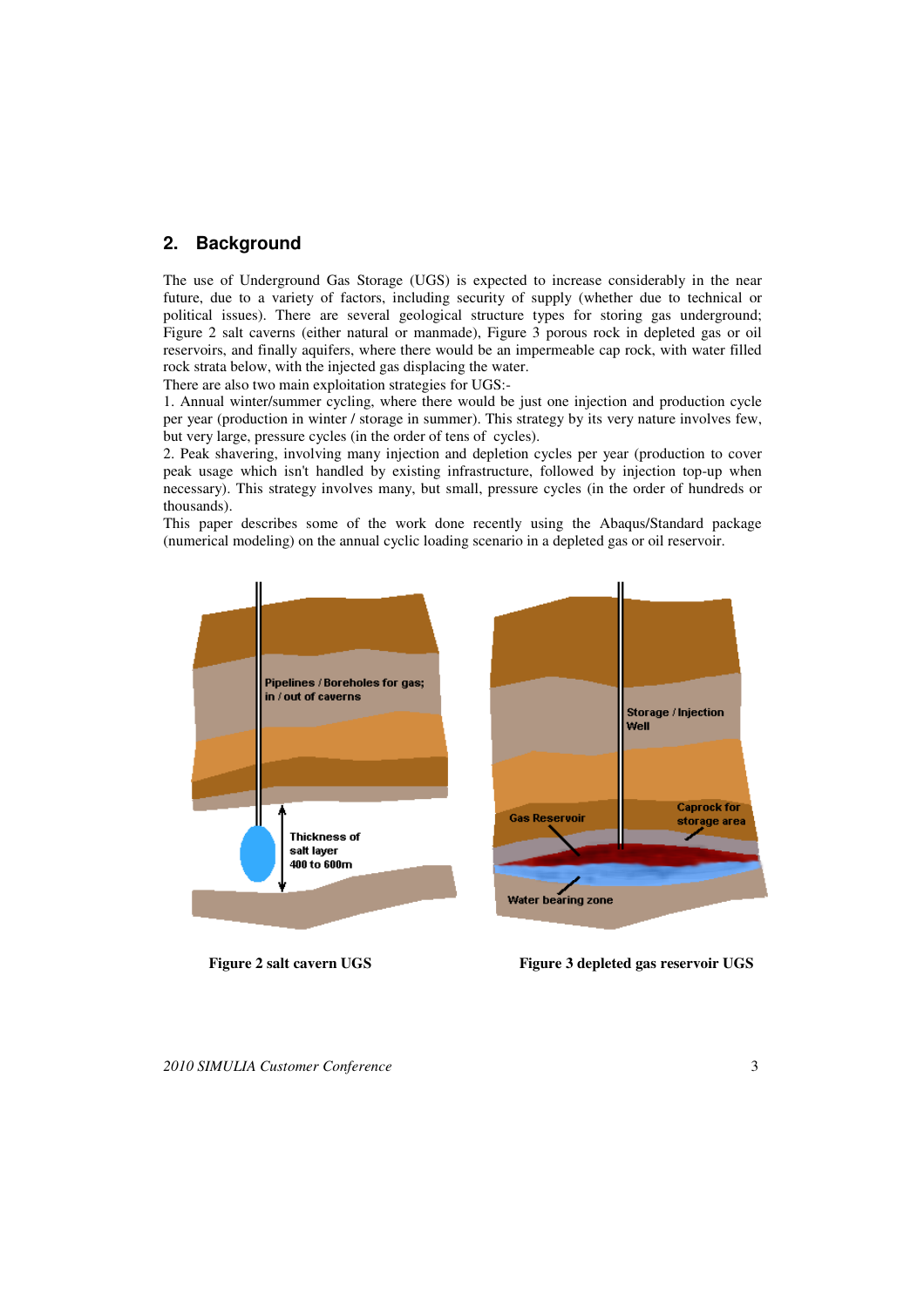## 2. Background

The use of Underground Gas Storage (UGS) is expected to increase considerably in the near future, due to a variety of factors, including security of supply (whether due to technical or political issues). There are several geological structure types for storing gas underground; Figure 2 salt caverns (either natural or manmade), Figure 3 porous rock in depleted gas or oil reservoirs, and finally aquifers, where there would be an impermeable cap rock, with water filled rock strata below, with the injected gas displacing the water.

There are also two main exploitation strategies for UGS:-

1. Annual winter/summer cycling, where there would be just one injection and production cycle per year (production in winter / storage in summer). This strategy by its very nature involves few, but very large, pressure cycles (in the order of tens of cycles).
2. Peak shavering, involving many injection and depletion cycles per year (production to cover peak usage which isn't handled by existing infrastructure, followed by injection top-up when necessary). This strategy involves many, but small, pressure cycles (in the order of hundreds or thousands).

This paper describes some of the work done recently using the Abaqus/Standard package (numerical modeling) on the annual cyclic loading scenario in a depleted gas or oil reservoir.

**Figure 2 salt cavern UGS**

**Figure 3 depleted gas reservoir UGS**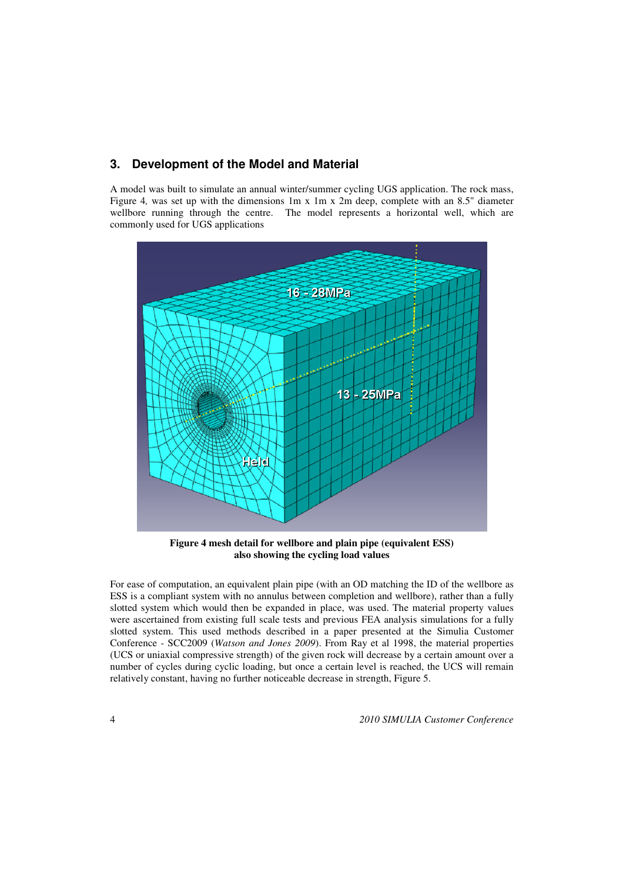## 3. Development of the Model and Material

A model was built to simulate an annual winter/summer cycling UGS application. The rock mass, Figure 4, was set up with the dimensions 1m x 1m x 2m deep, complete with an 8.5" diameter wellbore running through the centre. The model represents a horizontal well, which are commonly used for UGS applications

**Figure 4 mesh detail for wellbore and plain pipe (equivalent ESS) also showing the cycling load values**

For ease of computation, an equivalent plain pipe (with an OD matching the ID of the wellbore as ESS is a compliant system with no annulus between completion and wellbore), rather than a fully slotted system which would then be expanded in place, was used. The material property values were ascertained from existing full scale tests and previous FEA analysis simulations for a fully slotted system. This used methods described in a paper presented at the Simulia Customer Conference - SCC2009 (*Watson and Jones 2009*). From Ray et al 1998, the material properties (UCS or uniaxial compressive strength) of the given rock will decrease by a certain amount over a number of cycles during cyclic loading, but once a certain level is reached, the UCS will remain relatively constant, having no further noticeable decrease in strength, Figure 5.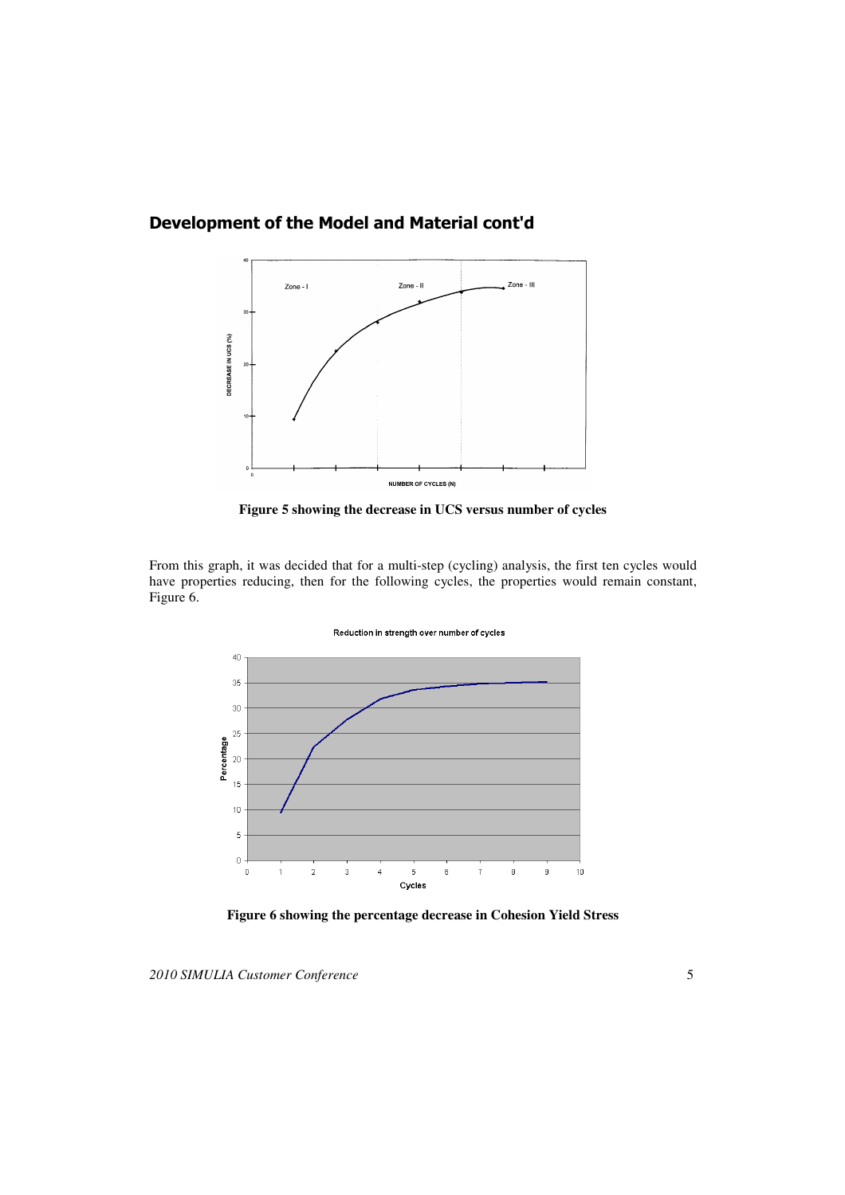## Development of the Model and Material cont'd

Figure 5 showing the decrease in UCS versus number of cycles

From this graph, it was decided that for a multi-step (cycling) analysis, the first ten cycles would have properties reducing, then for the following cycles, the properties would remain constant, Figure 6.

Figure 6 showing the percentage decrease in Cohesion Yield Stress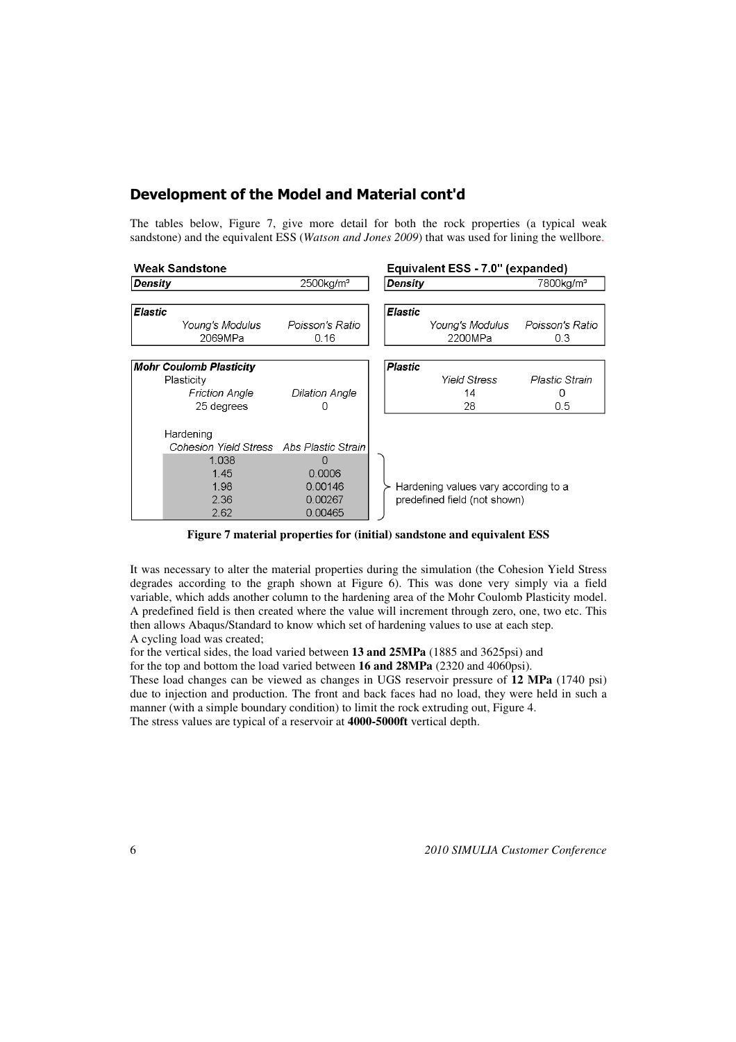## Development of the Model and Material cont'd

The tables below, Figure 7, give more detail for both the rock properties (a typical weak sandstone) and the equivalent ESS (*Watson and Jones 2009*) that was used for lining the wellbore.

**Weak Sandstone**

| *Density* | 2500kg/m³ |
|---|---|

| *Elastic* | |
|---|---|
| *Young's Modulus* | *Poisson's Ratio* |
| 2069MPa | 0.16 |

| *Mohr Coulomb Plasticity* | |
|---|---|
| Plasticity | |
| *Friction Angle* | *Dilation Angle* |
| 25 degrees | 0 |
| Hardening | |
| *Cohesion Yield Stress* | *Abs Plastic Strain* |
| 1.038 | 0 |
| 1.45 | 0.0006 |
| 1.98 | 0.00146 |
| 2.36 | 0.00267 |
| 2.62 | 0.00465 |

Hardening values vary according to a predefined field (not shown)

**Equivalent ESS - 7.0" (expanded)**

| *Density* | 7800kg/m³ |
|---|---|

| *Elastic* | |
|---|---|
| *Young's Modulus* | *Poisson's Ratio* |
| 2200MPa | 0.3 |

| *Plastic* | |
|---|---|
| *Yield Stress* | *Plastic Strain* |
| 14 | 0 |
| 28 | 0.5 |

**Figure 7 material properties for (initial) sandstone and equivalent ESS**

It was necessary to alter the material properties during the simulation (the Cohesion Yield Stress degrades according to the graph shown at Figure 6). This was done very simply via a field variable, which adds another column to the hardening area of the Mohr Coulomb Plasticity model. A predefined field is then created where the value will increment through zero, one, two etc. This then allows Abaqus/Standard to know which set of hardening values to use at each step.
A cycling load was created;
for the vertical sides, the load varied between **13 and 25MPa** (1885 and 3625psi) and
for the top and bottom the load varied between **16 and 28MPa** (2320 and 4060psi).
These load changes can be viewed as changes in UGS reservoir pressure of **12 MPa** (1740 psi) due to injection and production. The front and back faces had no load, they were held in such a manner (with a simple boundary condition) to limit the rock extruding out, Figure 4.
The stress values are typical of a reservoir at **4000-5000ft** vertical depth.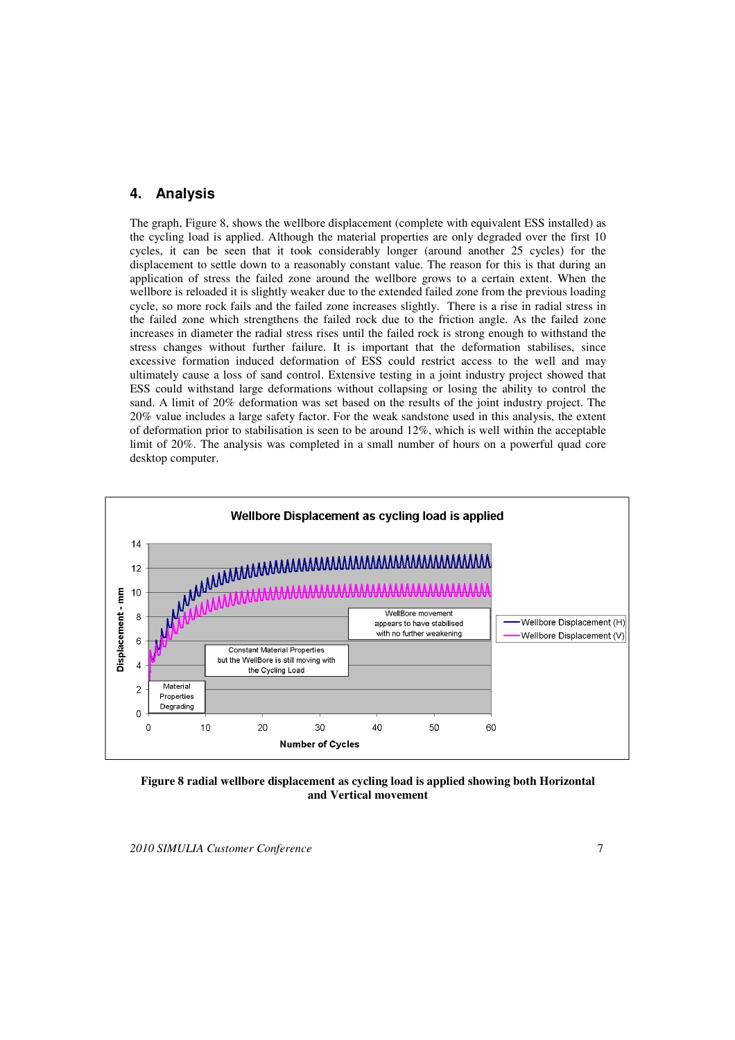## 4. Analysis

The graph, Figure 8, shows the wellbore displacement (complete with equivalent ESS installed) as the cycling load is applied. Although the material properties are only degraded over the first 10 cycles, it can be seen that it took considerably longer (around another 25 cycles) for the displacement to settle down to a reasonably constant value. The reason for this is that during an application of stress the failed zone around the wellbore grows to a certain extent. When the wellbore is reloaded it is slightly weaker due to the extended failed zone from the previous loading cycle, so more rock fails and the failed zone increases slightly. There is a rise in radial stress in the failed zone which strengthens the failed rock due to the friction angle. As the failed zone increases in diameter the radial stress rises until the failed rock is strong enough to withstand the stress changes without further failure. It is important that the deformation stabilises, since excessive formation induced deformation of ESS could restrict access to the well and may ultimately cause a loss of sand control. Extensive testing in a joint industry project showed that ESS could withstand large deformations without collapsing or losing the ability to control the sand. A limit of 20% deformation was set based on the results of the joint industry project. The 20% value includes a large safety factor. For the weak sandstone used in this analysis, the extent of deformation prior to stabilisation is seen to be around 12%, which is well within the acceptable limit of 20%. The analysis was completed in a small number of hours on a powerful quad core desktop computer.

**Figure 8 radial wellbore displacement as cycling load is applied showing both Horizontal and Vertical movement**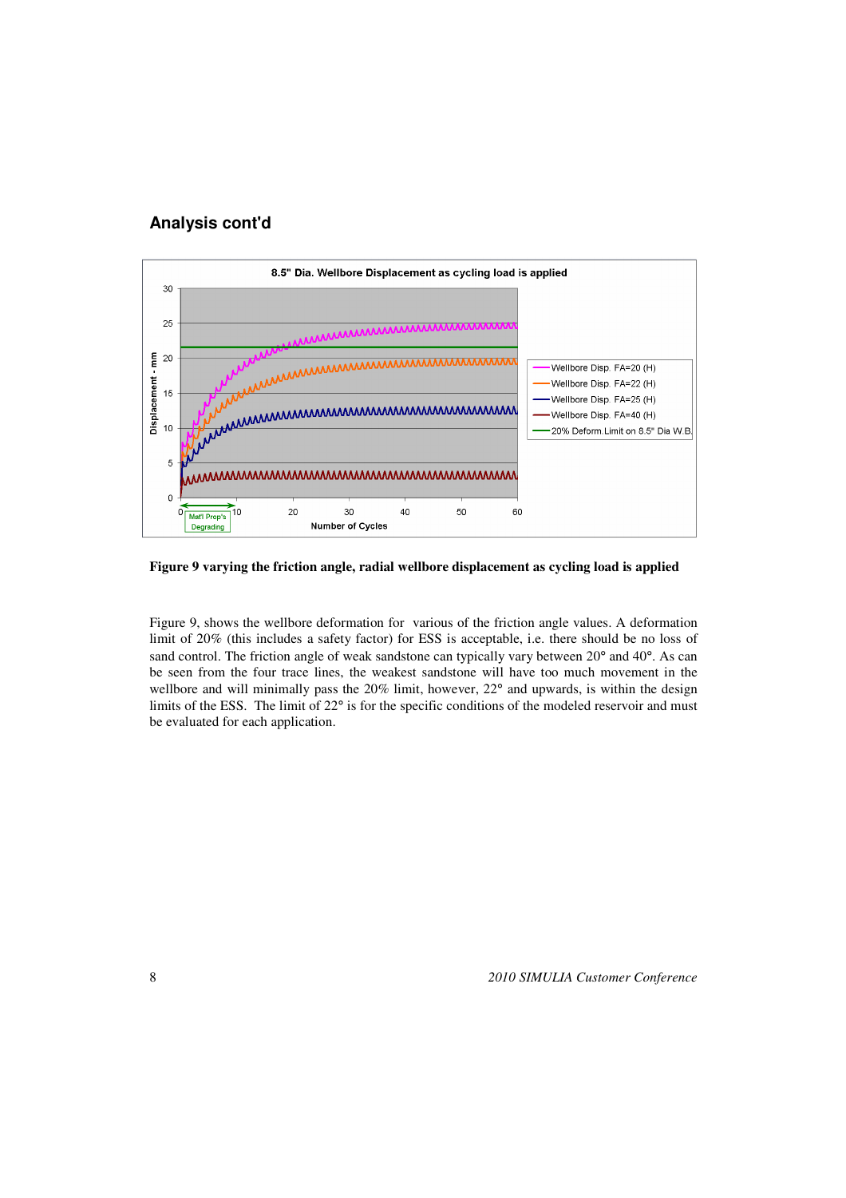## Analysis cont'd

Figure 9 varying the friction angle, radial wellbore displacement as cycling load is applied

Figure 9, shows the wellbore deformation for various of the friction angle values. A deformation limit of 20% (this includes a safety factor) for ESS is acceptable, i.e. there should be no loss of sand control. The friction angle of weak sandstone can typically vary between 20° and 40°. As can be seen from the four trace lines, the weakest sandstone will have too much movement in the wellbore and will minimally pass the 20% limit, however, 22° and upwards, is within the design limits of the ESS. The limit of 22° is for the specific conditions of the modeled reservoir and must be evaluated for each application.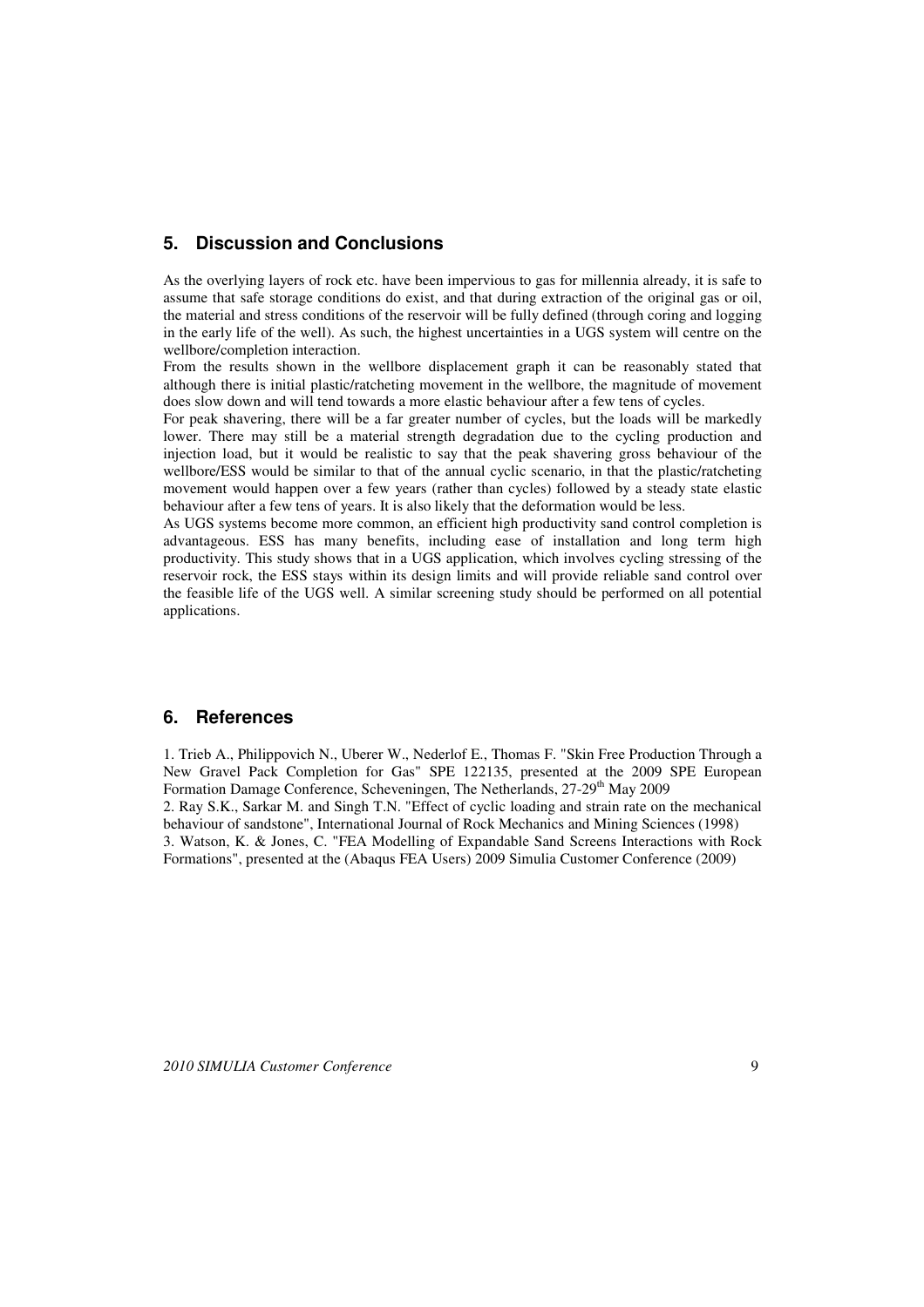## 5. Discussion and Conclusions

As the overlying layers of rock etc. have been impervious to gas for millennia already, it is safe to assume that safe storage conditions do exist, and that during extraction of the original gas or oil, the material and stress conditions of the reservoir will be fully defined (through coring and logging in the early life of the well). As such, the highest uncertainties in a UGS system will centre on the wellbore/completion interaction.

From the results shown in the wellbore displacement graph it can be reasonably stated that although there is initial plastic/ratcheting movement in the wellbore, the magnitude of movement does slow down and will tend towards a more elastic behaviour after a few tens of cycles.

For peak shavering, there will be a far greater number of cycles, but the loads will be markedly lower. There may still be a material strength degradation due to the cycling production and injection load, but it would be realistic to say that the peak shavering gross behaviour of the wellbore/ESS would be similar to that of the annual cyclic scenario, in that the plastic/ratcheting movement would happen over a few years (rather than cycles) followed by a steady state elastic behaviour after a few tens of years. It is also likely that the deformation would be less.

As UGS systems become more common, an efficient high productivity sand control completion is advantageous. ESS has many benefits, including ease of installation and long term high productivity. This study shows that in a UGS application, which involves cycling stressing of the reservoir rock, the ESS stays within its design limits and will provide reliable sand control over the feasible life of the UGS well. A similar screening study should be performed on all potential applications.

## 6. References

1. Trieb A., Philippovich N., Uberer W., Nederlof E., Thomas F. "Skin Free Production Through a New Gravel Pack Completion for Gas" SPE 122135, presented at the 2009 SPE European Formation Damage Conference, Scheveningen, The Netherlands, 27-29th May 2009
2. Ray S.K., Sarkar M. and Singh T.N. "Effect of cyclic loading and strain rate on the mechanical behaviour of sandstone", International Journal of Rock Mechanics and Mining Sciences (1998)
3. Watson, K. & Jones, C. "FEA Modelling of Expandable Sand Screens Interactions with Rock Formations", presented at the (Abaqus FEA Users) 2009 Simulia Customer Conference (2009)